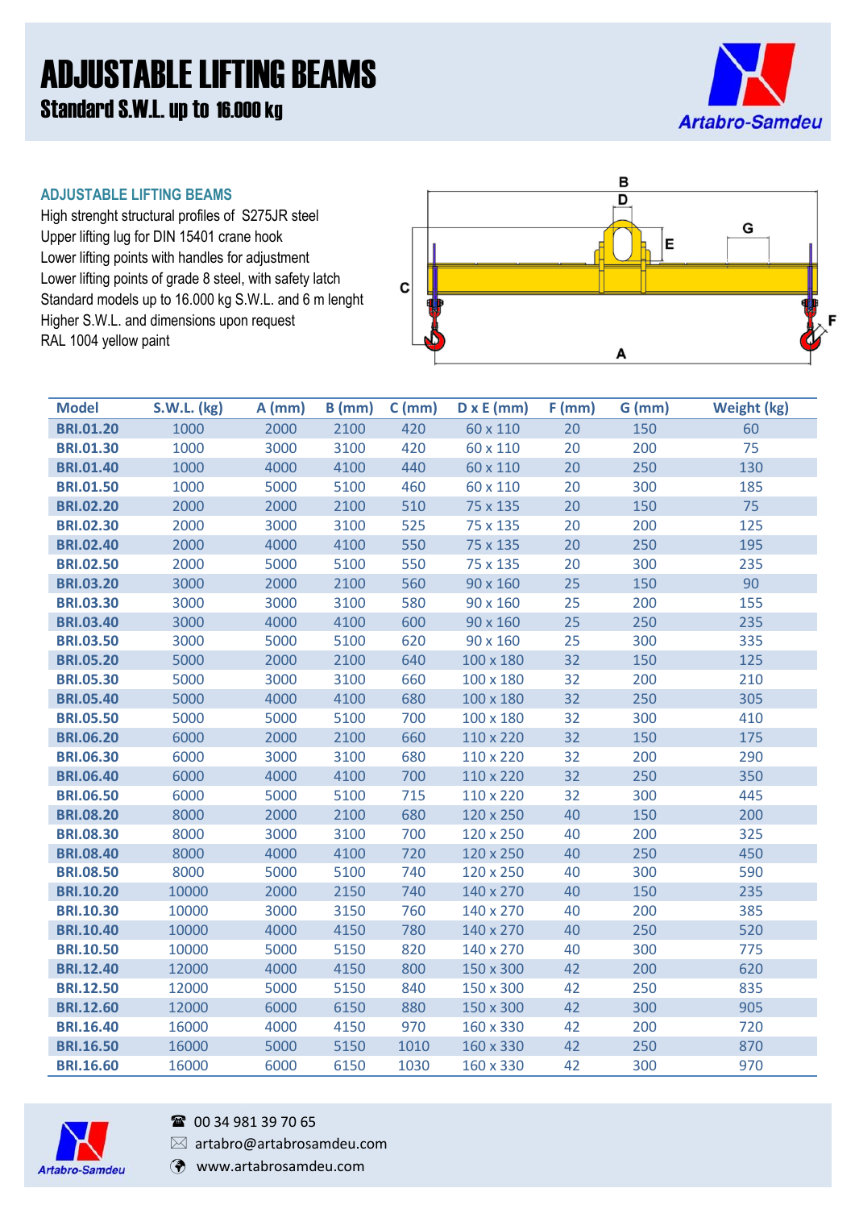# ADJUSTABLE LIFTING BEAMS

## Standard S.W.L. up to 16.000 kg

### ADJUSTABLE LIFTING BEAMS

High strenght structural profiles of S275JR steel
Upper lifting lug for DIN 15401 crane hook
Lower lifting points with handles for adjustment
Lower lifting points of grade 8 steel, with safety latch
Standard models up to 16.000 kg S.W.L. and 6 m lenght
Higher S.W.L. and dimensions upon request
RAL 1004 yellow paint

| Model | S.W.L. (kg) | A (mm) | B (mm) | C (mm) | D x E (mm) | F (mm) | G (mm) | Weight (kg) |
|---|---|---|---|---|---|---|---|---|
| BRI.01.20 | 1000 | 2000 | 2100 | 420 | 60 x 110 | 20 | 150 | 60 |
| BRI.01.30 | 1000 | 3000 | 3100 | 420 | 60 x 110 | 20 | 200 | 75 |
| BRI.01.40 | 1000 | 4000 | 4100 | 440 | 60 x 110 | 20 | 250 | 130 |
| BRI.01.50 | 1000 | 5000 | 5100 | 460 | 60 x 110 | 20 | 300 | 185 |
| BRI.02.20 | 2000 | 2000 | 2100 | 510 | 75 x 135 | 20 | 150 | 75 |
| BRI.02.30 | 2000 | 3000 | 3100 | 525 | 75 x 135 | 20 | 200 | 125 |
| BRI.02.40 | 2000 | 4000 | 4100 | 550 | 75 x 135 | 20 | 250 | 195 |
| BRI.02.50 | 2000 | 5000 | 5100 | 550 | 75 x 135 | 20 | 300 | 235 |
| BRI.03.20 | 3000 | 2000 | 2100 | 560 | 90 x 160 | 25 | 150 | 90 |
| BRI.03.30 | 3000 | 3000 | 3100 | 580 | 90 x 160 | 25 | 200 | 155 |
| BRI.03.40 | 3000 | 4000 | 4100 | 600 | 90 x 160 | 25 | 250 | 235 |
| BRI.03.50 | 3000 | 5000 | 5100 | 620 | 90 x 160 | 25 | 300 | 335 |
| BRI.05.20 | 5000 | 2000 | 2100 | 640 | 100 x 180 | 32 | 150 | 125 |
| BRI.05.30 | 5000 | 3000 | 3100 | 660 | 100 x 180 | 32 | 200 | 210 |
| BRI.05.40 | 5000 | 4000 | 4100 | 680 | 100 x 180 | 32 | 250 | 305 |
| BRI.05.50 | 5000 | 5000 | 5100 | 700 | 100 x 180 | 32 | 300 | 410 |
| BRI.06.20 | 6000 | 2000 | 2100 | 660 | 110 x 220 | 32 | 150 | 175 |
| BRI.06.30 | 6000 | 3000 | 3100 | 680 | 110 x 220 | 32 | 200 | 290 |
| BRI.06.40 | 6000 | 4000 | 4100 | 700 | 110 x 220 | 32 | 250 | 350 |
| BRI.06.50 | 6000 | 5000 | 5100 | 715 | 110 x 220 | 32 | 300 | 445 |
| BRI.08.20 | 8000 | 2000 | 2100 | 680 | 120 x 250 | 40 | 150 | 200 |
| BRI.08.30 | 8000 | 3000 | 3100 | 700 | 120 x 250 | 40 | 200 | 325 |
| BRI.08.40 | 8000 | 4000 | 4100 | 720 | 120 x 250 | 40 | 250 | 450 |
| BRI.08.50 | 8000 | 5000 | 5100 | 740 | 120 x 250 | 40 | 300 | 590 |
| BRI.10.20 | 10000 | 2000 | 2150 | 740 | 140 x 270 | 40 | 150 | 235 |
| BRI.10.30 | 10000 | 3000 | 3150 | 760 | 140 x 270 | 40 | 200 | 385 |
| BRI.10.40 | 10000 | 4000 | 4150 | 780 | 140 x 270 | 40 | 250 | 520 |
| BRI.10.50 | 10000 | 5000 | 5150 | 820 | 140 x 270 | 40 | 300 | 775 |
| BRI.12.40 | 12000 | 4000 | 4150 | 800 | 150 x 300 | 42 | 200 | 620 |
| BRI.12.50 | 12000 | 5000 | 5150 | 840 | 150 x 300 | 42 | 250 | 835 |
| BRI.12.60 | 12000 | 6000 | 6150 | 880 | 150 x 300 | 42 | 300 | 905 |
| BRI.16.40 | 16000 | 4000 | 4150 | 970 | 160 x 330 | 42 | 200 | 720 |
| BRI.16.50 | 16000 | 5000 | 5150 | 1010 | 160 x 330 | 42 | 250 | 870 |
| BRI.16.60 | 16000 | 6000 | 6150 | 1030 | 160 x 330 | 42 | 300 | 970 |

Artabro-Samdeu

☎ 00 34 981 39 70 65
artabro@artabrosamdeu.com
www.artabrosamdeu.com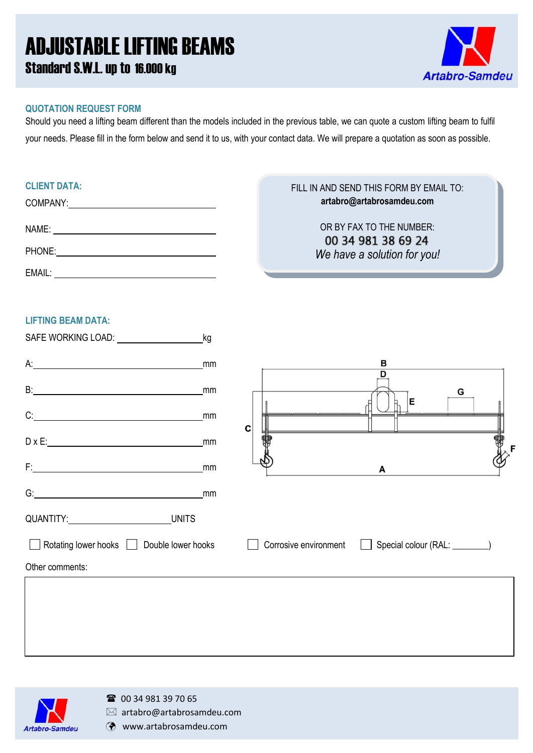# ADJUSTABLE LIFTING BEAMS

## Standard S.W.L. up to 16.000 kg

Artabro-Samdeu

### QUOTATION REQUEST FORM

Should you need a lifting beam different than the models included in the previous table, we can quote a custom lifting beam to fulfil your needs. Please fill in the form below and send it to us, with your contact data. We will prepare a quotation as soon as possible.

### CLIENT DATA:

COMPANY: ______________________

NAME: ______________________

PHONE: ______________________

EMAIL: ______________________

FILL IN AND SEND THIS FORM BY EMAIL TO:
**artabro@artabrosamdeu.com**

OR BY FAX TO THE NUMBER:
00 34 981 38 69 24
*We have a solution for you!*

### LIFTING BEAM DATA:

SAFE WORKING LOAD: ______________ kg

A: ______________________ mm

B: ______________________ mm

C: ______________________ mm

D x E: ______________________ mm

F: ______________________ mm

G: ______________________ mm

QUANTITY: ______________ UNITS

B
D
E
G
C
F
A

☐ Rotating lower hooks ☐ Double lower hooks ☐ Corrosive environment ☐ Special colour (RAL: ________)

Other comments:

☎ 00 34 981 39 70 65
✉ artabro@artabrosamdeu.com
www.artabrosamdeu.com